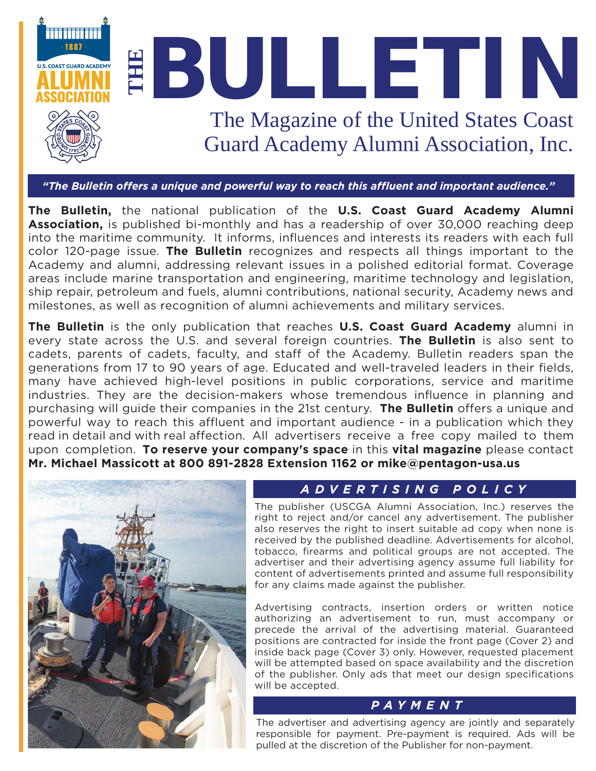# THE BULLETIN

## The Magazine of the United States Coast Guard Academy Alumni Association, Inc.

***"The Bulletin offers a unique and powerful way to reach this affluent and important audience."***

**The Bulletin,** the national publication of the **U.S. Coast Guard Academy Alumni Association,** is published bi-monthly and has a readership of over 30,000 reaching deep into the maritime community. It informs, influences and interests its readers with each full color 120-page issue. **The Bulletin** recognizes and respects all things important to the Academy and alumni, addressing relevant issues in a polished editorial format. Coverage areas include marine transportation and engineering, maritime technology and legislation, ship repair, petroleum and fuels, alumni contributions, national security, Academy news and milestones, as well as recognition of alumni achievements and military services.

**The Bulletin** is the only publication that reaches **U.S. Coast Guard Academy** alumni in every state across the U.S. and several foreign countries. **The Bulletin** is also sent to cadets, parents of cadets, faculty, and staff of the Academy. Bulletin readers span the generations from 17 to 90 years of age. Educated and well-traveled leaders in their fields, many have achieved high-level positions in public corporations, service and maritime industries. They are the decision-makers whose tremendous influence in planning and purchasing will guide their companies in the 21st century. **The Bulletin** offers a unique and powerful way to reach this affluent and important audience - in a publication which they read in detail and with real affection. All advertisers receive a free copy mailed to them upon completion. **To reserve your company's space** in this **vital magazine** please contact **Mr. Michael Massicott at 800 891-2828 Extension 1162 or mike@pentagon-usa.us**

### *ADVERTISING POLICY*

The publisher (USCGA Alumni Association, Inc.) reserves the right to reject and/or cancel any advertisement. The publisher also reserves the right to insert suitable ad copy when none is received by the published deadline. Advertisements for alcohol, tobacco, firearms and political groups are not accepted. The advertiser and their advertising agency assume full liability for content of advertisements printed and assume full responsibility for any claims made against the publisher.

Advertising contracts, insertion orders or written notice authorizing an advertisement to run, must accompany or precede the arrival of the advertising material. Guaranteed positions are contracted for inside the front page (Cover 2) and inside back page (Cover 3) only. However, requested placement will be attempted based on space availability and the discretion of the publisher. Only ads that meet our design specifications will be accepted.

### *PAYMENT*

The advertiser and advertising agency are jointly and separately responsible for payment. Pre-payment is required. Ads will be pulled at the discretion of the Publisher for non-payment.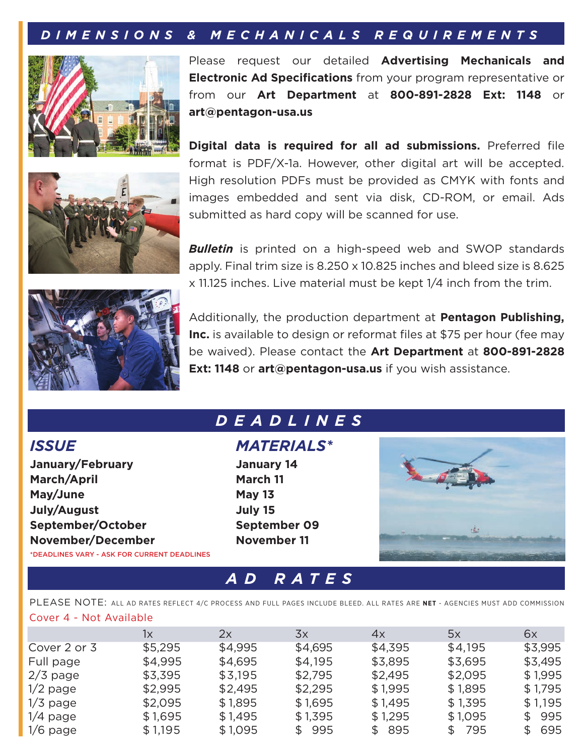## DIMENSIONS & MECHANICALS REQUIREMENTS

Please request our detailed **Advertising Mechanicals and Electronic Ad Specifications** from your program representative or from our **Art Department** at **800-891-2828 Ext: 1148** or **art@pentagon-usa.us**

**Digital data is required for all ad submissions.** Preferred file format is PDF/X-1a. However, other digital art will be accepted. High resolution PDFs must be provided as CMYK with fonts and images embedded and sent via disk, CD-ROM, or email. Ads submitted as hard copy will be scanned for use.

***Bulletin*** is printed on a high-speed web and SWOP standards apply. Final trim size is 8.250 x 10.825 inches and bleed size is 8.625 x 11.125 inches. Live material must be kept 1/4 inch from the trim.

Additionally, the production department at **Pentagon Publishing, Inc.** is available to design or reformat files at $75 per hour (fee may be waived). Please contact the **Art Department** at **800-891-2828 Ext: 1148** or **art@pentagon-usa.us** if you wish assistance.

## DEADLINES

| ISSUE | MATERIALS* |
|---|---|
| January/February | January 14 |
| March/April | March 11 |
| May/June | May 13 |
| July/August | July 15 |
| September/October | September 09 |
| November/December | November 11 |

*DEADLINES VARY - ASK FOR CURRENT DEADLINES

## AD RATES

PLEASE NOTE: ALL AD RATES REFLECT 4/C PROCESS AND FULL PAGES INCLUDE BLEED. ALL RATES ARE **NET** - AGENCIES MUST ADD COMMISSION

Cover 4 - Not Available

| | 1x | 2x | 3x | 4x | 5x | 6x |
|---|---|---|---|---|---|---|
| Cover 2 or 3 | $5,295 | $4,995 | $4,695 | $4,395 | $4,195 | $3,995 |
| Full page | $4,995 | $4,695 | $4,195 | $3,895 | $3,695 | $3,495 |
| 2/3 page | $3,395 | $3,195 | $2,795 | $2,495 | $2,095 | $1,995 |
| 1/2 page | $2,995 | $2,495 | $2,295 | $1,995 | $1,895 | $1,795 |
| 1/3 page | $2,095 | $1,895 | $1,695 | $1,495 | $1,395 | $1,195 |
| 1/4 page | $1,695 | $1,495 | $1,395 | $1,295 | $1,095 | $995 |
| 1/6 page | $1,195 | $1,095 | $995 | $895 | $795 | $695 |